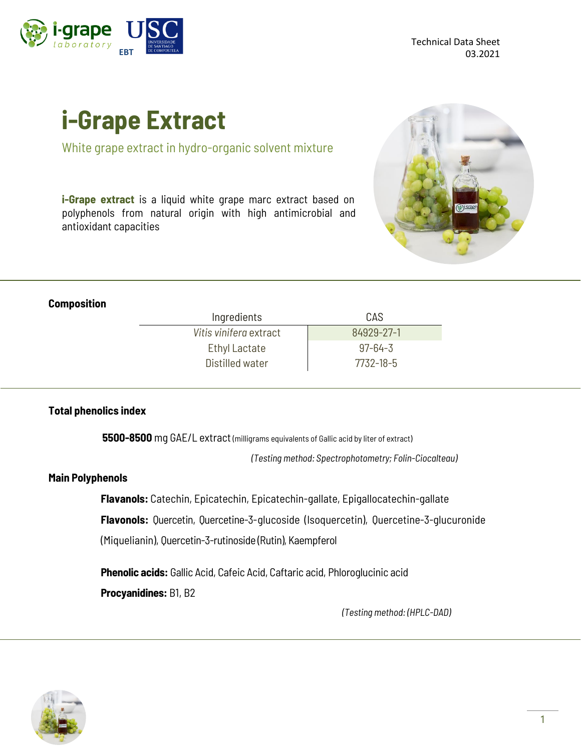Technical Data Sheet
03.2021

# i-Grape Extract

White grape extract in hydro-organic solvent mixture

**i-Grape extract** is a liquid white grape marc extract based on polyphenols from natural origin with high antimicrobial and antioxidant capacities

## Composition

| Ingredients | CAS |
|---|---|
| *Vitis vinifera* extract | 84929-27-1 |
| Ethyl Lactate | 97-64-3 |
| Distilled water | 7732-18-5 |

## Total phenolics index

**5500-8500** mg GAE/L extract (milligrams equivalents of Gallic acid by liter of extract)

*(Testing method: Spectrophotometry; Folin-Ciocalteau)*

## Main Polyphenols

**Flavanols:** Catechin, Epicatechin, Epicatechin-gallate, Epigallocatechin-gallate

**Flavonols:** Quercetin, Quercetine-3-glucoside (Isoquercetin), Quercetine-3-glucuronide (Miquelianin), Quercetin-3-rutinoside (Rutin), Kaempferol

**Phenolic acids:** Gallic Acid, Cafeic Acid, Caftaric acid, Phloroglucinic acid

**Procyanidines:** B1, B2

*(Testing method: (HPLC-DAD)*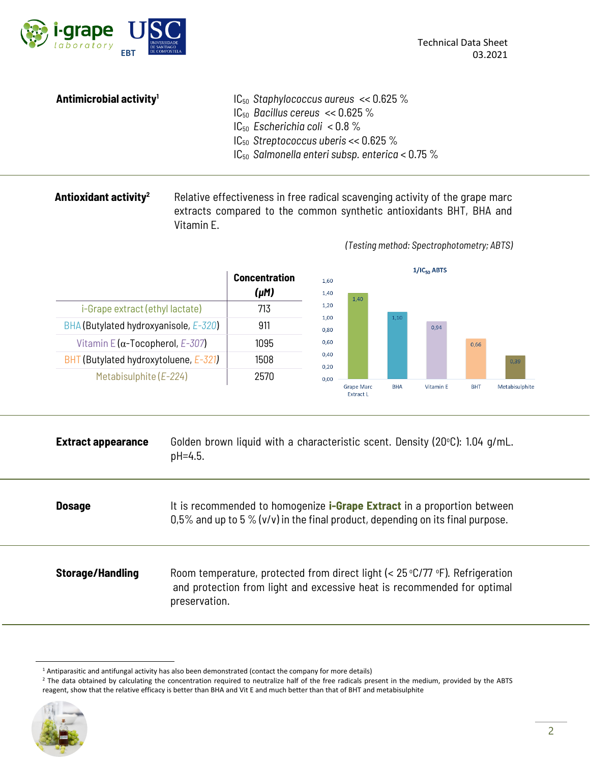**Antimicrobial activity**[1]

$IC_{50}$ *Staphylococcus aureus* << 0.625 %
$IC_{50}$ *Bacillus cereus* << 0.625 %
$IC_{50}$ *Escherichia coli* < 0.8 %
$IC_{50}$ *Streptococcus uberis* << 0.625 %
$IC_{50}$ *Salmonella enteri subsp. enterica* < 0.75 %

---

**Antioxidant activity**[2]

Relative effectiveness in free radical scavenging activity of the grape marc extracts compared to the common synthetic antioxidants BHT, BHA and Vitamin E.

*(Testing method: Spectrophotometry; ABTS)*

| | **Concentration (μM)** |
|---|---|
| i-Grape extract (ethyl lactate) | 713 |
| BHA (Butylated hydroxyanisole, *E-320*) | 911 |
| Vitamin E (α-Tocopherol, *E-307*) | 1095 |
| BHT (Butylated hydroxytoluene, *E-321*) | 1508 |
| Metabisulphite (*E-224*) | 2570 |

$1/IC_{50}$ ABTS

| Grape Marc Extract L | BHA | Vitamin E | BHT | Metabisulphite |
|---|---|---|---|---|
| 1,40 | 1,10 | 0,94 | 0,66 | 0,39 |

---

**Extract appearance**

Golden brown liquid with a characteristic scent. Density (20ºC): 1.04 g/mL. pH=4.5.

---

**Dosage**

It is recommended to homogenize **i-Grape Extract** in a proportion between 0,5% and up to 5 % (v/v) in the final product, depending on its final purpose.

---

**Storage/Handling**

Room temperature, protected from direct light (< 25 ºC/77 ºF). Refrigeration and protection from light and excessive heat is recommended for optimal preservation.

---

[1] Antiparasitic and antifungal activity has also been demonstrated (contact the company for more details)

[2] The data obtained by calculating the concentration required to neutralize half of the free radicals present in the medium, provided by the ABTS reagent, show that the relative efficacy is better than BHA and Vit E and much better than that of BHT and metabisulphite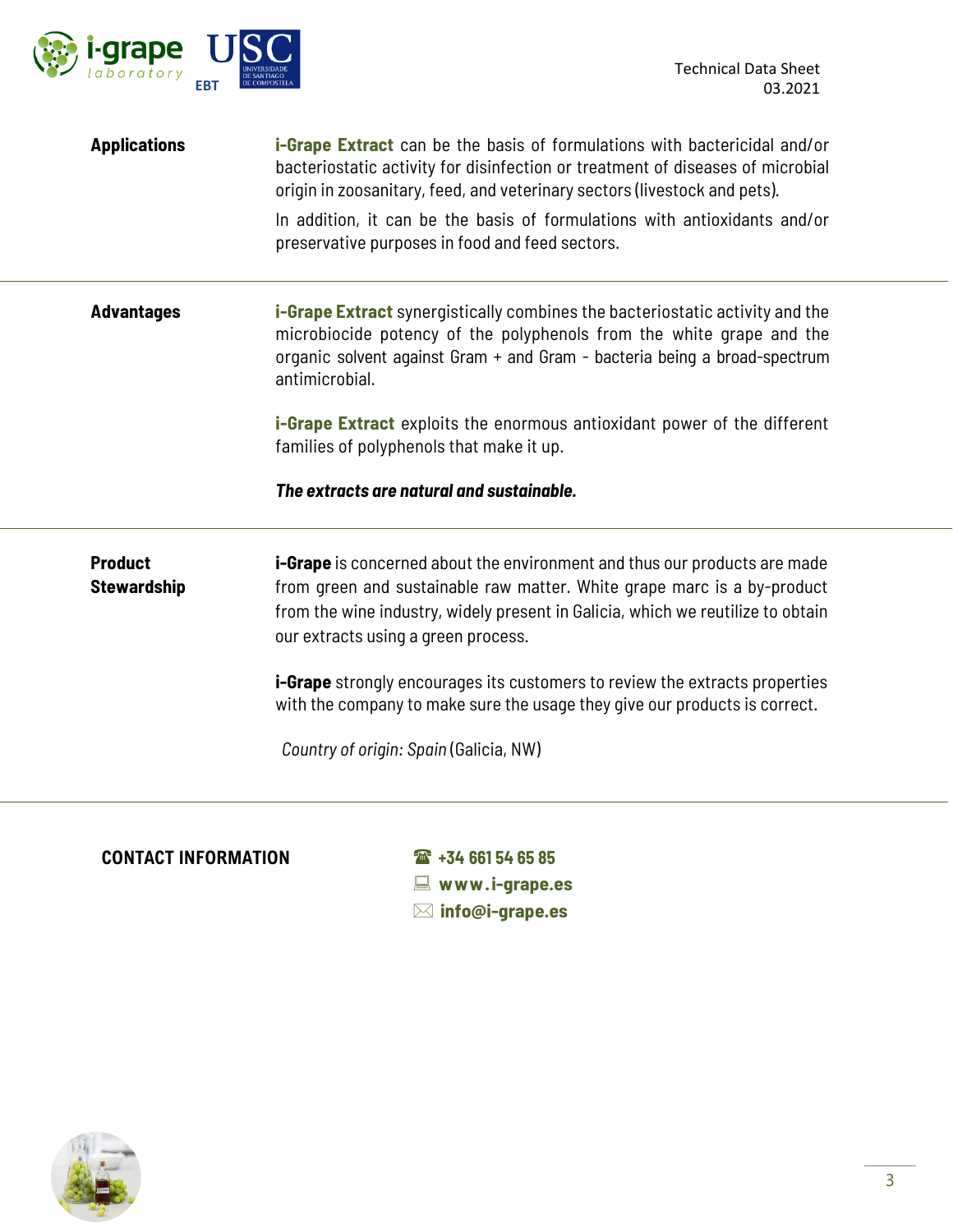**Applications**

**i-Grape Extract** can be the basis of formulations with bactericidal and/or bacteriostatic activity for disinfection or treatment of diseases of microbial origin in zoosanitary, feed, and veterinary sectors (livestock and pets).

In addition, it can be the basis of formulations with antioxidants and/or preservative purposes in food and feed sectors.

**Advantages**

**i-Grape Extract** synergistically combines the bacteriostatic activity and the microbiocide potency of the polyphenols from the white grape and the organic solvent against Gram + and Gram - bacteria being a broad-spectrum antimicrobial.

**i-Grape Extract** exploits the enormous antioxidant power of the different families of polyphenols that make it up.

***The extracts are natural and sustainable.***

**Product Stewardship**

**i-Grape** is concerned about the environment and thus our products are made from green and sustainable raw matter. White grape marc is a by-product from the wine industry, widely present in Galicia, which we reutilize to obtain our extracts using a green process.

**i-Grape** strongly encourages its customers to review the extracts properties with the company to make sure the usage they give our products is correct.

*Country of origin: Spain* (Galicia, NW)

**CONTACT INFORMATION**

☎ **+34 661 54 65 85**

**www.i-grape.es**

**info@i-grape.es**